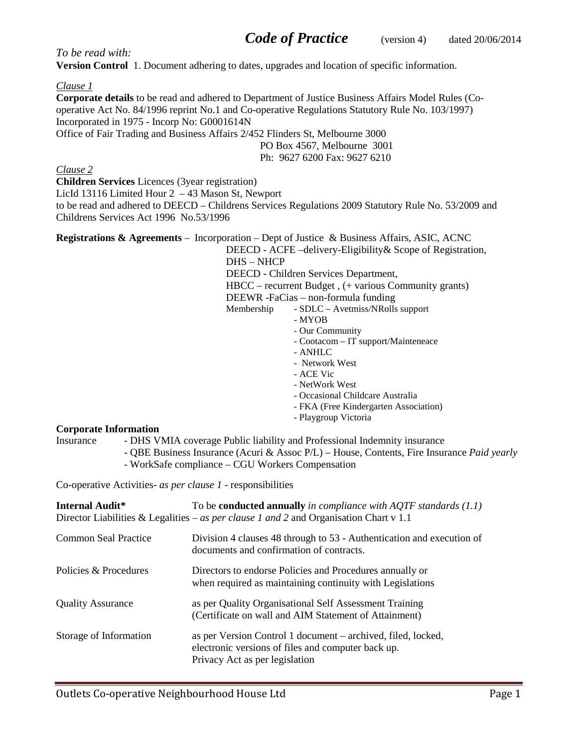# *Code of Practice* (version 4) dated 20/06/2014

*To be read with:*
**Version Control** 1. Document adhering to dates, upgrades and location of specific information.

*Clause 1*
**Corporate details** to be read and adhered to Department of Justice Business Affairs Model Rules (Co-operative Act No. 84/1996 reprint No.1 and Co-operative Regulations Statutory Rule No. 103/1997)
Incorporated in 1975 - Incorp No: G0001614N
Office of Fair Trading and Business Affairs 2/452 Flinders St, Melbourne 3000
PO Box 4567, Melbourne 3001
Ph: 9627 6200 Fax: 9627 6210

*Clause 2*
**Children Services** Licences (3year registration)
LicId 13116 Limited Hour 2 – 43 Mason St, Newport
to be read and adhered to DEECD – Childrens Services Regulations 2009 Statutory Rule No. 53/2009 and Childrens Services Act 1996 No.53/1996

**Registrations & Agreements** – Incorporation – Dept of Justice & Business Affairs, ASIC, ACNC
DEECD - ACFE –delivery-Eligibility& Scope of Registration,
DHS – NHCP
DEECD - Children Services Department,
HBCC – recurrent Budget , (+ various Community grants)
DEEWR -FaCias – non-formula funding
Membership
- SDLC – Avetmiss/NRolls support
- MYOB
- Our Community
- Cootacom – IT support/Mainteneace
- ANHLC
- Network West
- ACE Vic
- NetWork West
- Occasional Childcare Australia
- FKA (Free Kindergarten Association)
- Playgroup Victoria

**Corporate Information**
Insurance
- DHS VMIA coverage Public liability and Professional Indemnity insurance
- QBE Business Insurance (Acuri & Assoc P/L) – House, Contents, Fire Insurance *Paid yearly*
- WorkSafe compliance – CGU Workers Compensation

Co-operative Activities- *as per clause 1* - responsibilities

**Internal Audit*** To be **conducted annually** *in compliance with AQTF standards (1.1)*
Director Liabilities & Legalities – *as per clause 1 and 2* and Organisation Chart v 1.1

Common Seal Practice: Division 4 clauses 48 through to 53 - Authentication and execution of documents and confirmation of contracts.

Policies & Procedures: Directors to endorse Policies and Procedures annually or when required as maintaining continuity with Legislations

Quality Assurance: as per Quality Organisational Self Assessment Training (Certificate on wall and AIM Statement of Attainment)

Storage of Information: as per Version Control 1 document – archived, filed, locked, electronic versions of files and computer back up.
Privacy Act as per legislation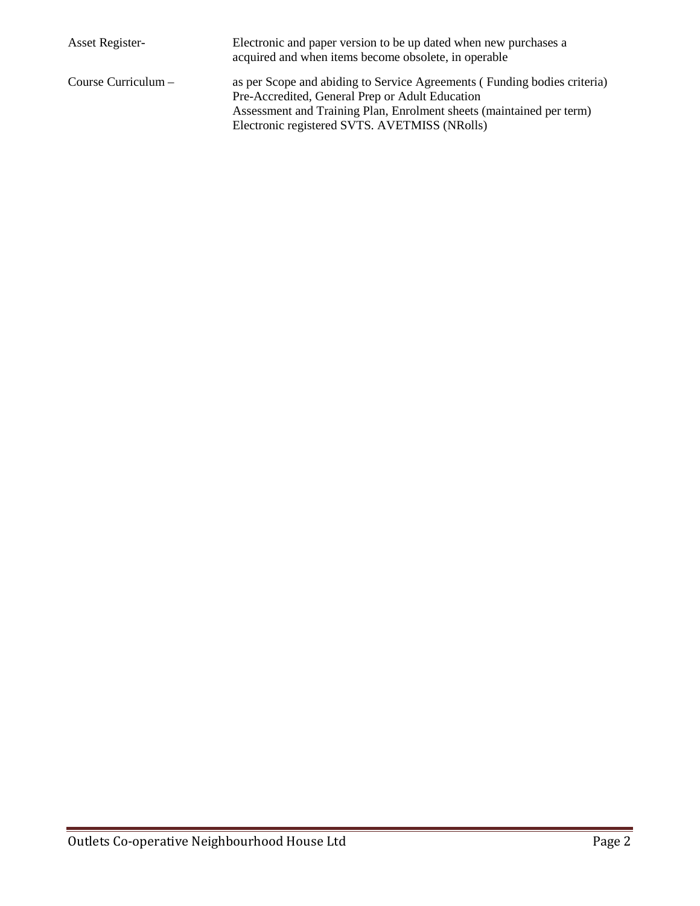| | |
|---|---|
| Asset Register- | Electronic and paper version to be up dated when new purchases a acquired and when items become obsolete, in operable |
| Course Curriculum – | as per Scope and abiding to Service Agreements ( Funding bodies criteria)<br>Pre-Accredited, General Prep or Adult Education<br>Assessment and Training Plan, Enrolment sheets (maintained per term)<br>Electronic registered SVTS. AVETMISS (NRolls) |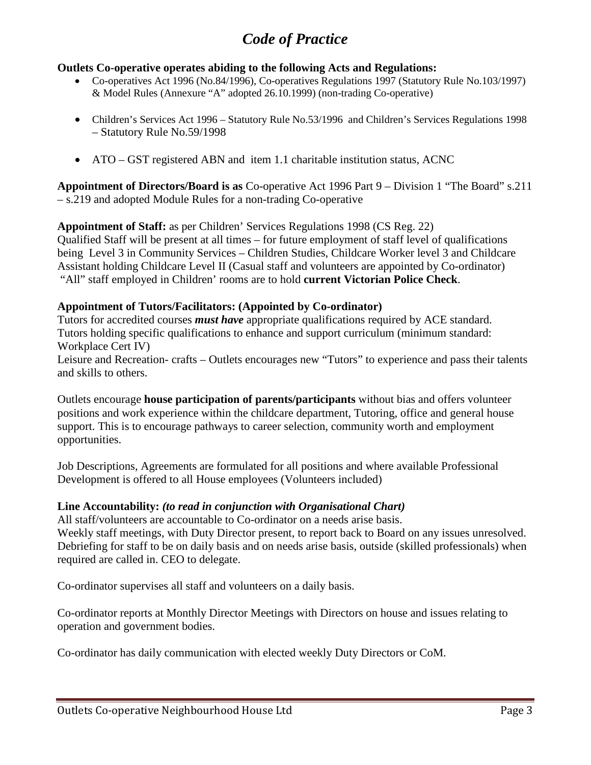# *Code of Practice*

**Outlets Co-operative operates abiding to the following Acts and Regulations:**

- Co-operatives Act 1996 (No.84/1996), Co-operatives Regulations 1997 (Statutory Rule No.103/1997) & Model Rules (Annexure "A" adopted 26.10.1999) (non-trading Co-operative)
- Children's Services Act 1996 – Statutory Rule No.53/1996 and Children's Services Regulations 1998 – Statutory Rule No.59/1998
- ATO – GST registered ABN and item 1.1 charitable institution status, ACNC

**Appointment of Directors/Board is as** Co-operative Act 1996 Part 9 – Division 1 "The Board" s.211 – s.219 and adopted Module Rules for a non-trading Co-operative

**Appointment of Staff:** as per Children' Services Regulations 1998 (CS Reg. 22)
Qualified Staff will be present at all times – for future employment of staff level of qualifications being Level 3 in Community Services – Children Studies, Childcare Worker level 3 and Childcare Assistant holding Childcare Level II (Casual staff and volunteers are appointed by Co-ordinator)
"All" staff employed in Children' rooms are to hold **current Victorian Police Check**.

**Appointment of Tutors/Facilitators: (Appointed by Co-ordinator)**
Tutors for accredited courses ***must have*** appropriate qualifications required by ACE standard.
Tutors holding specific qualifications to enhance and support curriculum (minimum standard: Workplace Cert IV)
Leisure and Recreation- crafts – Outlets encourages new "Tutors" to experience and pass their talents and skills to others.

Outlets encourage **house participation of parents/participants** without bias and offers volunteer positions and work experience within the childcare department, Tutoring, office and general house support. This is to encourage pathways to career selection, community worth and employment opportunities.

Job Descriptions, Agreements are formulated for all positions and where available Professional Development is offered to all House employees (Volunteers included)

**Line Accountability:** ***(to read in conjunction with Organisational Chart)***
All staff/volunteers are accountable to Co-ordinator on a needs arise basis.
Weekly staff meetings, with Duty Director present, to report back to Board on any issues unresolved.
Debriefing for staff to be on daily basis and on needs arise basis, outside (skilled professionals) when required are called in. CEO to delegate.

Co-ordinator supervises all staff and volunteers on a daily basis.

Co-ordinator reports at Monthly Director Meetings with Directors on house and issues relating to operation and government bodies.

Co-ordinator has daily communication with elected weekly Duty Directors or CoM.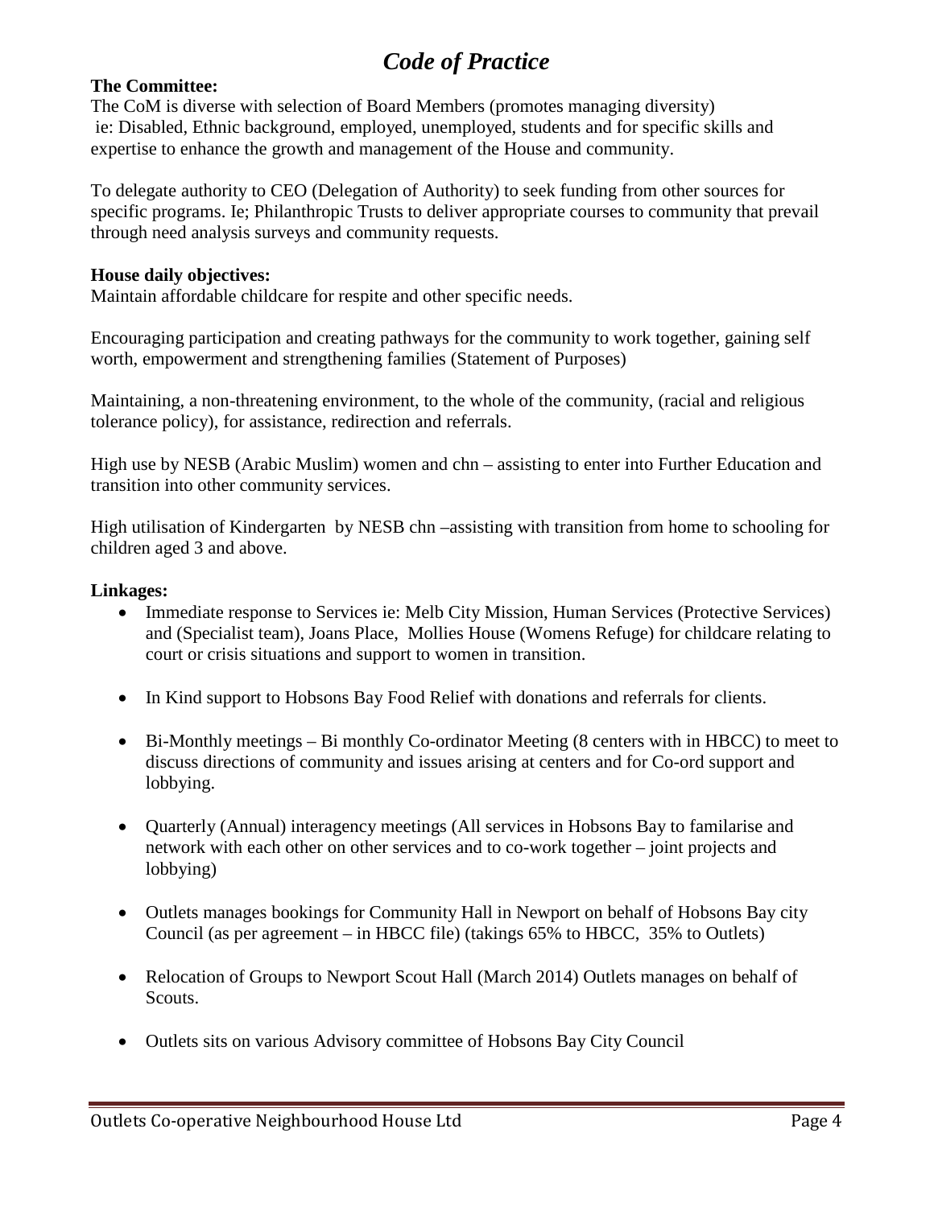# *Code of Practice*

**The Committee:**
The CoM is diverse with selection of Board Members (promotes managing diversity) ie: Disabled, Ethnic background, employed, unemployed, students and for specific skills and expertise to enhance the growth and management of the House and community.

To delegate authority to CEO (Delegation of Authority) to seek funding from other sources for specific programs. Ie; Philanthropic Trusts to deliver appropriate courses to community that prevail through need analysis surveys and community requests.

**House daily objectives:**
Maintain affordable childcare for respite and other specific needs.

Encouraging participation and creating pathways for the community to work together, gaining self worth, empowerment and strengthening families (Statement of Purposes)

Maintaining, a non-threatening environment, to the whole of the community, (racial and religious tolerance policy), for assistance, redirection and referrals.

High use by NESB (Arabic Muslim) women and chn – assisting to enter into Further Education and transition into other community services.

High utilisation of Kindergarten by NESB chn –assisting with transition from home to schooling for children aged 3 and above.

**Linkages:**

- Immediate response to Services ie: Melb City Mission, Human Services (Protective Services) and (Specialist team), Joans Place, Mollies House (Womens Refuge) for childcare relating to court or crisis situations and support to women in transition.
- In Kind support to Hobsons Bay Food Relief with donations and referrals for clients.
- Bi-Monthly meetings – Bi monthly Co-ordinator Meeting (8 centers with in HBCC) to meet to discuss directions of community and issues arising at centers and for Co-ord support and lobbying.
- Quarterly (Annual) interagency meetings (All services in Hobsons Bay to familarise and network with each other on other services and to co-work together – joint projects and lobbying)
- Outlets manages bookings for Community Hall in Newport on behalf of Hobsons Bay city Council (as per agreement – in HBCC file) (takings 65% to HBCC, 35% to Outlets)
- Relocation of Groups to Newport Scout Hall (March 2014) Outlets manages on behalf of Scouts.
- Outlets sits on various Advisory committee of Hobsons Bay City Council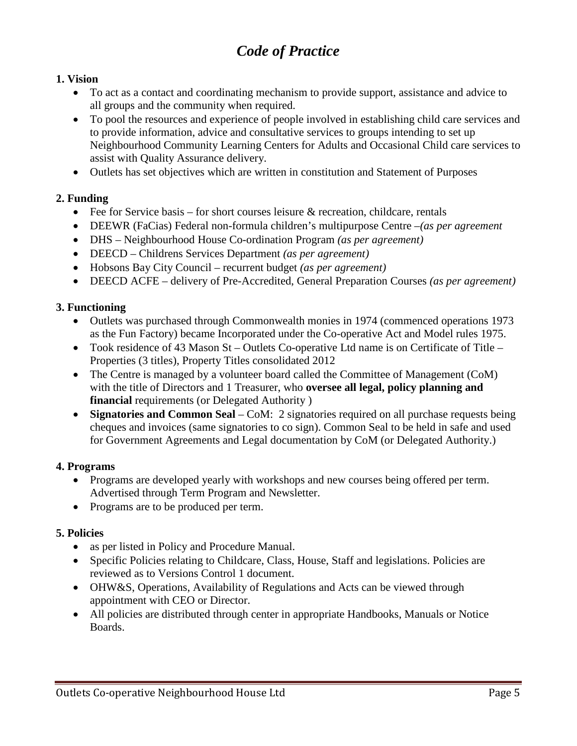# *Code of Practice*

**1. Vision**

- To act as a contact and coordinating mechanism to provide support, assistance and advice to all groups and the community when required.
- To pool the resources and experience of people involved in establishing child care services and to provide information, advice and consultative services to groups intending to set up Neighbourhood Community Learning Centers for Adults and Occasional Child care services to assist with Quality Assurance delivery.
- Outlets has set objectives which are written in constitution and Statement of Purposes

**2. Funding**

- Fee for Service basis – for short courses leisure & recreation, childcare, rentals
- DEEWR (FaCias) Federal non-formula children's multipurpose Centre –*(as per agreement*
- DHS – Neighbourhood House Co-ordination Program *(as per agreement)*
- DEECD – Childrens Services Department *(as per agreement)*
- Hobsons Bay City Council – recurrent budget *(as per agreement)*
- DEECD ACFE – delivery of Pre-Accredited, General Preparation Courses *(as per agreement)*

**3. Functioning**

- Outlets was purchased through Commonwealth monies in 1974 (commenced operations 1973 as the Fun Factory) became Incorporated under the Co-operative Act and Model rules 1975.
- Took residence of 43 Mason St – Outlets Co-operative Ltd name is on Certificate of Title – Properties (3 titles), Property Titles consolidated 2012
- The Centre is managed by a volunteer board called the Committee of Management (CoM) with the title of Directors and 1 Treasurer, who **oversee all legal, policy planning and financial** requirements (or Delegated Authority )
- **Signatories and Common Seal** – CoM: 2 signatories required on all purchase requests being cheques and invoices (same signatories to co sign). Common Seal to be held in safe and used for Government Agreements and Legal documentation by CoM (or Delegated Authority.)

**4. Programs**

- Programs are developed yearly with workshops and new courses being offered per term. Advertised through Term Program and Newsletter.
- Programs are to be produced per term.

**5. Policies**

- as per listed in Policy and Procedure Manual.
- Specific Policies relating to Childcare, Class, House, Staff and legislations. Policies are reviewed as to Versions Control 1 document.
- OHW&S, Operations, Availability of Regulations and Acts can be viewed through appointment with CEO or Director.
- All policies are distributed through center in appropriate Handbooks, Manuals or Notice Boards.